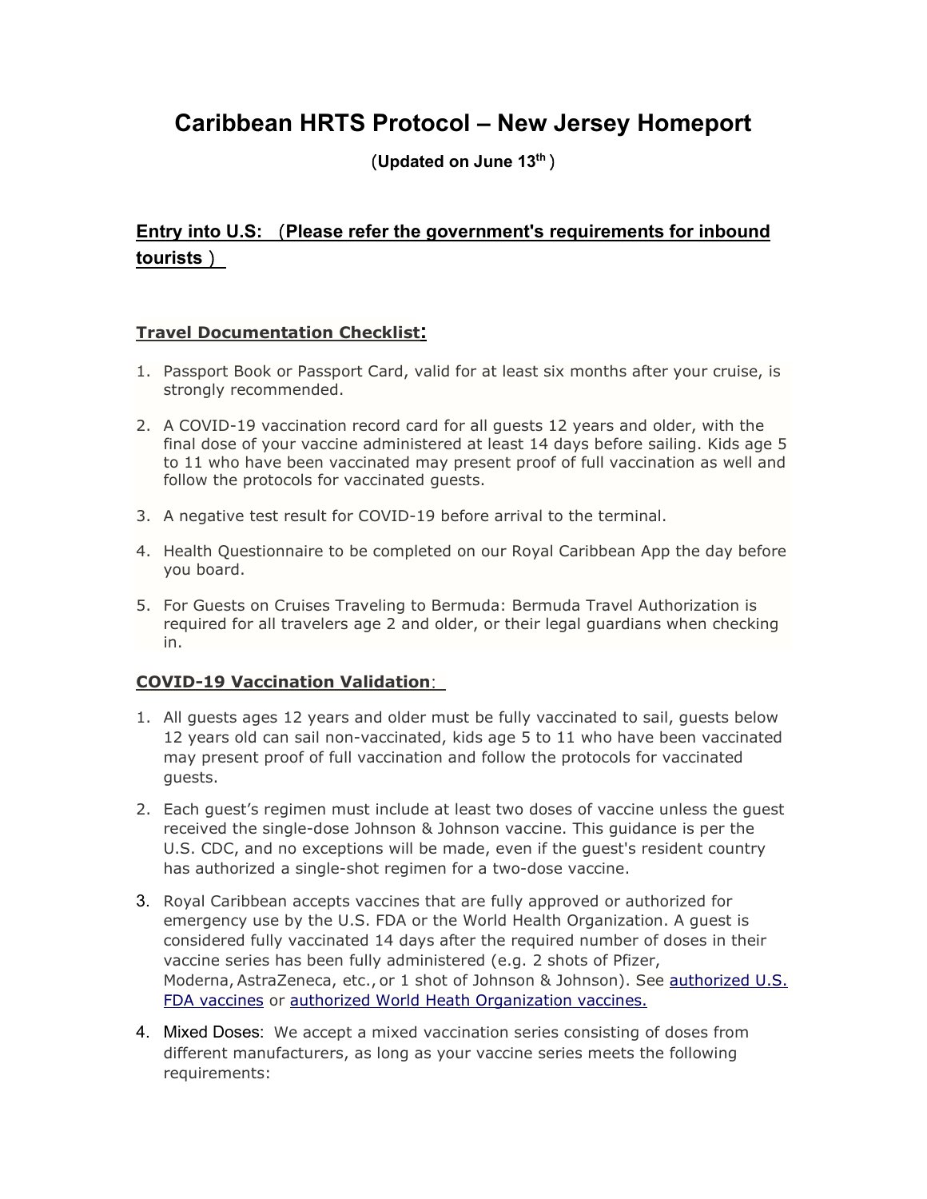# Caribbean HRTS Protocol – New Jersey Homeport

**（Updated on June 13th）**

## Entry into U.S: （Please refer the government's requirements for inbound tourists）

### Travel Documentation Checklist:

1. Passport Book or Passport Card, valid for at least six months after your cruise, is strongly recommended.
2. A COVID-19 vaccination record card for all guests 12 years and older, with the final dose of your vaccine administered at least 14 days before sailing. Kids age 5 to 11 who have been vaccinated may present proof of full vaccination as well and follow the protocols for vaccinated guests.
3. A negative test result for COVID-19 before arrival to the terminal.
4. Health Questionnaire to be completed on our Royal Caribbean App the day before you board.
5. For Guests on Cruises Traveling to Bermuda: Bermuda Travel Authorization is required for all travelers age 2 and older, or their legal guardians when checking in.

### COVID-19 Vaccination Validation:

1. All guests ages 12 years and older must be fully vaccinated to sail, guests below 12 years old can sail non-vaccinated, kids age 5 to 11 who have been vaccinated may present proof of full vaccination and follow the protocols for vaccinated guests.
2. Each guest's regimen must include at least two doses of vaccine unless the guest received the single-dose Johnson & Johnson vaccine. This guidance is per the U.S. CDC, and no exceptions will be made, even if the guest's resident country has authorized a single-shot regimen for a two-dose vaccine.
3. Royal Caribbean accepts vaccines that are fully approved or authorized for emergency use by the U.S. FDA or the World Health Organization. A guest is considered fully vaccinated 14 days after the required number of doses in their vaccine series has been fully administered (e.g. 2 shots of Pfizer, Moderna, AstraZeneca, etc., or 1 shot of Johnson & Johnson). See authorized U.S. FDA vaccines or authorized World Heath Organization vaccines.
4. Mixed Doses: We accept a mixed vaccination series consisting of doses from different manufacturers, as long as your vaccine series meets the following requirements: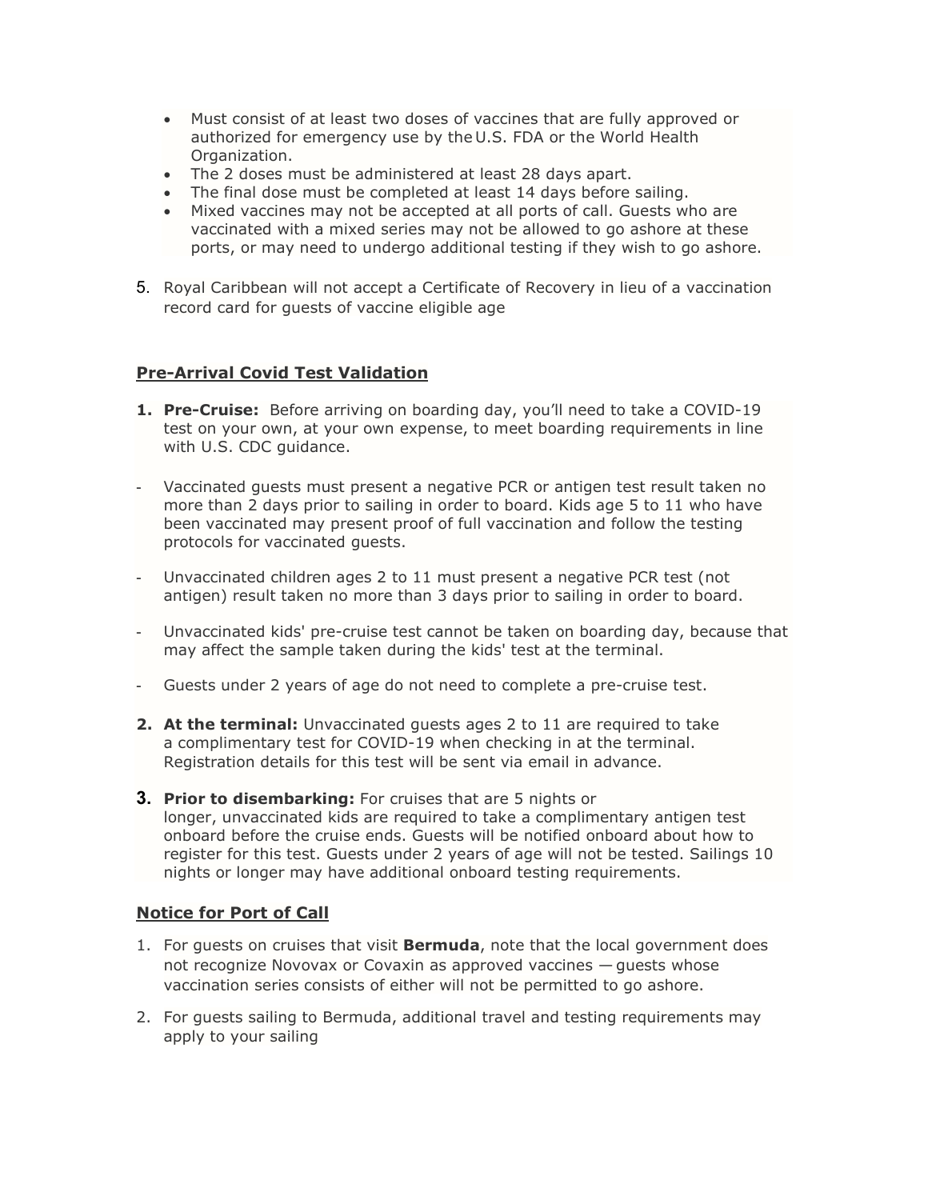- Must consist of at least two doses of vaccines that are fully approved or authorized for emergency use by the U.S. FDA or the World Health Organization.
- The 2 doses must be administered at least 28 days apart.
- The final dose must be completed at least 14 days before sailing.
- Mixed vaccines may not be accepted at all ports of call. Guests who are vaccinated with a mixed series may not be allowed to go ashore at these ports, or may need to undergo additional testing if they wish to go ashore.

5. Royal Caribbean will not accept a Certificate of Recovery in lieu of a vaccination record card for guests of vaccine eligible age

## Pre-Arrival Covid Test Validation

1. **Pre-Cruise:** Before arriving on boarding day, you'll need to take a COVID-19 test on your own, at your own expense, to meet boarding requirements in line with U.S. CDC guidance.

- Vaccinated guests must present a negative PCR or antigen test result taken no more than 2 days prior to sailing in order to board. Kids age 5 to 11 who have been vaccinated may present proof of full vaccination and follow the testing protocols for vaccinated guests.

- Unvaccinated children ages 2 to 11 must present a negative PCR test (not antigen) result taken no more than 3 days prior to sailing in order to board.

- Unvaccinated kids' pre-cruise test cannot be taken on boarding day, because that may affect the sample taken during the kids' test at the terminal.

- Guests under 2 years of age do not need to complete a pre-cruise test.

2. **At the terminal:** Unvaccinated guests ages 2 to 11 are required to take a complimentary test for COVID-19 when checking in at the terminal. Registration details for this test will be sent via email in advance.

3. **Prior to disembarking:** For cruises that are 5 nights or longer, unvaccinated kids are required to take a complimentary antigen test onboard before the cruise ends. Guests will be notified onboard about how to register for this test. Guests under 2 years of age will not be tested. Sailings 10 nights or longer may have additional onboard testing requirements.

## Notice for Port of Call

1. For guests on cruises that visit **Bermuda**, note that the local government does not recognize Novovax or Covaxin as approved vaccines — guests whose vaccination series consists of either will not be permitted to go ashore.

2. For guests sailing to Bermuda, additional travel and testing requirements may apply to your sailing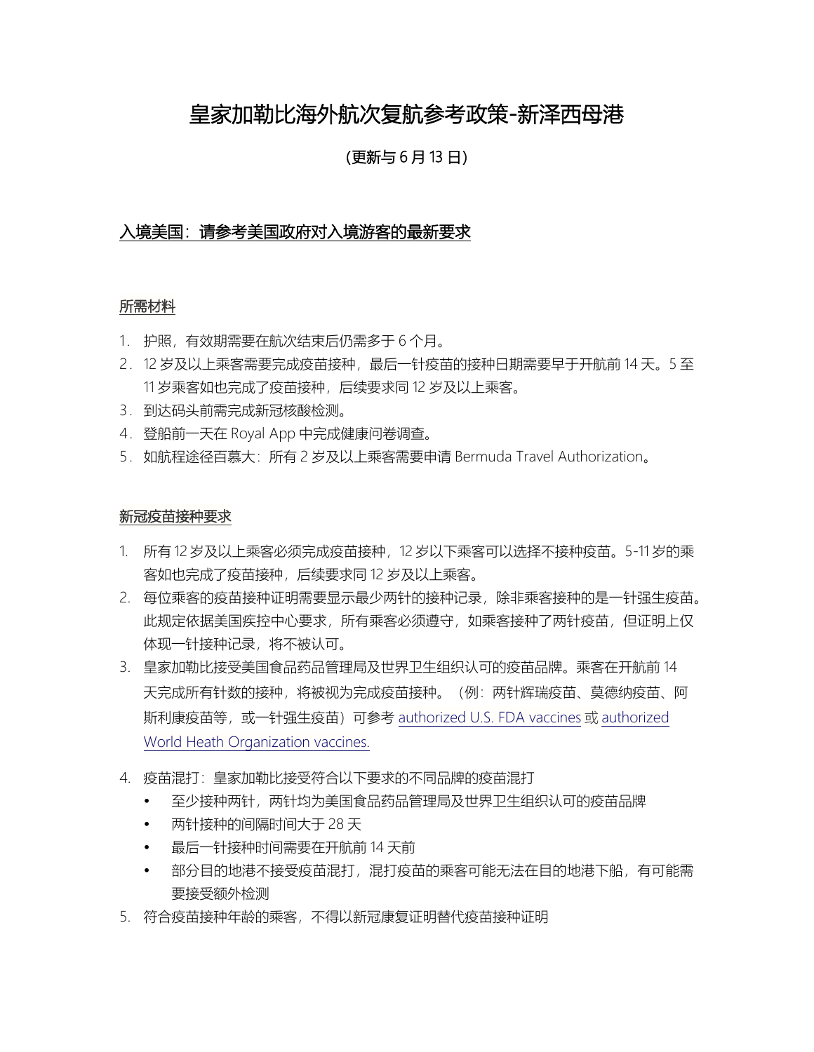# 皇家加勒比海外航次复航参考政策-新泽西母港

（更新与 6 月 13 日）

## 入境美国：请参考美国政府对入境游客的最新要求

### 所需材料

1. 护照，有效期需要在航次结束后仍需多于 6 个月。
2. 12 岁及以上乘客需要完成疫苗接种，最后一针疫苗的接种日期需要早于开航前 14 天。5 至 11 岁乘客如也完成了疫苗接种，后续要求同 12 岁及以上乘客。
3. 到达码头前需完成新冠核酸检测。
4. 登船前一天在 Royal App 中完成健康问卷调查。
5. 如航程途径百慕大：所有 2 岁及以上乘客需要申请 Bermuda Travel Authorization。

### 新冠疫苗接种要求

1. 所有 12 岁及以上乘客必须完成疫苗接种，12 岁以下乘客可以选择不接种疫苗。5-11 岁的乘客如也完成了疫苗接种，后续要求同 12 岁及以上乘客。
2. 每位乘客的疫苗接种证明需要显示最少两针的接种记录，除非乘客接种的是一针强生疫苗。此规定依据美国疾控中心要求，所有乘客必须遵守，如乘客接种了两针疫苗，但证明上仅体现一针接种记录，将不被认可。
3. 皇家加勒比接受美国食品药品管理局及世界卫生组织认可的疫苗品牌。乘客在开航前 14 天完成所有针数的接种，将被视为完成疫苗接种。（例：两针辉瑞疫苗、莫德纳疫苗、阿斯利康疫苗等，或一针强生疫苗）可参考 authorized U.S. FDA vaccines 或 authorized World Heath Organization vaccines.
4. 疫苗混打：皇家加勒比接受符合以下要求的不同品牌的疫苗混打
   - 至少接种两针，两针均为美国食品药品管理局及世界卫生组织认可的疫苗品牌
   - 两针接种的间隔时间大于 28 天
   - 最后一针接种时间需要在开航前 14 天前
   - 部分目的地港不接受疫苗混打，混打疫苗的乘客可能无法在目的地港下船，有可能需要接受额外检测
5. 符合疫苗接种年龄的乘客，不得以新冠康复证明替代疫苗接种证明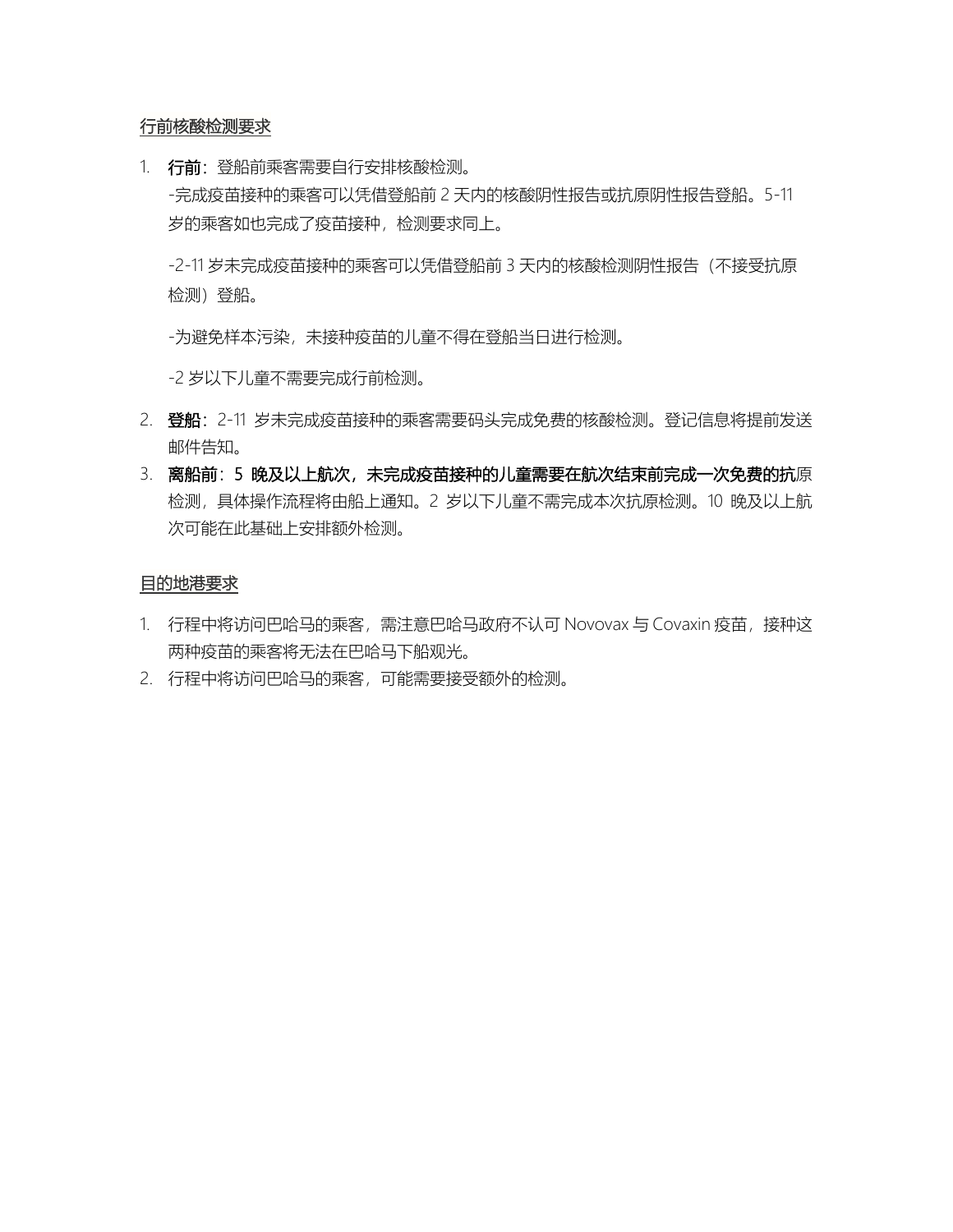<u>行前核酸检测要求</u>

1. **行前**：登船前乘客需要自行安排核酸检测。
   -完成疫苗接种的乘客可以凭借登船前 2 天内的核酸阴性报告或抗原阴性报告登船。5-11 岁的乘客如也完成了疫苗接种，检测要求同上。

   -2-11 岁未完成疫苗接种的乘客可以凭借登船前 3 天内的核酸检测阴性报告（不接受抗原检测）登船。

   -为避免样本污染，未接种疫苗的儿童不得在登船当日进行检测。

   -2 岁以下儿童不需要完成行前检测。

2. **登船**：2-11 岁未完成疫苗接种的乘客需要码头完成免费的核酸检测。登记信息将提前发送邮件告知。
3. **离船前**：**5 晚及以上航次，未完成疫苗接种的儿童需要在航次结束前完成一次免费的抗**原检测，具体操作流程将由船上通知。2 岁以下儿童不需完成本次抗原检测。10 晚及以上航次可能在此基础上安排额外检测。

<u>目的地港要求</u>

1. 行程中将访问巴哈马的乘客，需注意巴哈马政府不认可 Novovax 与 Covaxin 疫苗，接种这两种疫苗的乘客将无法在巴哈马下船观光。
2. 行程中将访问巴哈马的乘客，可能需要接受额外的检测。